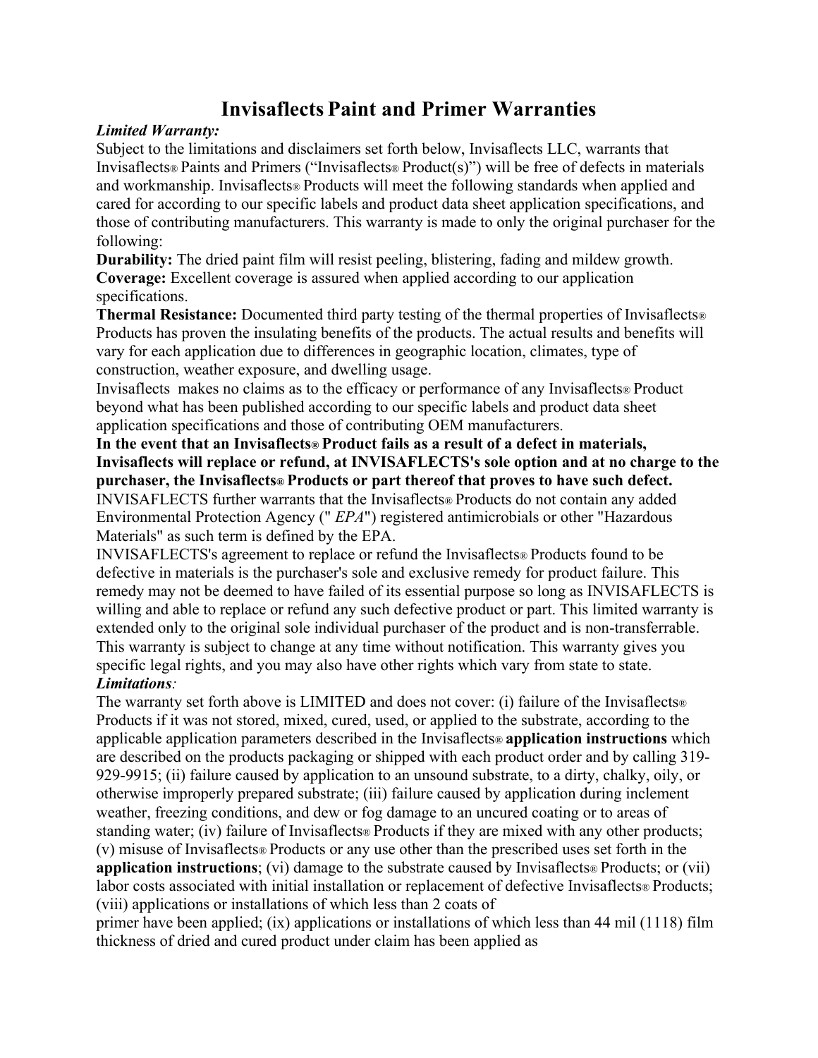# Invisaflects Paint and Primer Warranties

***Limited Warranty:***

Subject to the limitations and disclaimers set forth below, Invisaflects LLC, warrants that Invisaflects® Paints and Primers ("Invisaflects® Product(s)") will be free of defects in materials and workmanship. Invisaflects® Products will meet the following standards when applied and cared for according to our specific labels and product data sheet application specifications, and those of contributing manufacturers. This warranty is made to only the original purchaser for the following:

**Durability:** The dried paint film will resist peeling, blistering, fading and mildew growth.
**Coverage:** Excellent coverage is assured when applied according to our application specifications.
**Thermal Resistance:** Documented third party testing of the thermal properties of Invisaflects® Products has proven the insulating benefits of the products. The actual results and benefits will vary for each application due to differences in geographic location, climates, type of construction, weather exposure, and dwelling usage.

Invisaflects makes no claims as to the efficacy or performance of any Invisaflects® Product beyond what has been published according to our specific labels and product data sheet application specifications and those of contributing OEM manufacturers.

**In the event that an Invisaflects® Product fails as a result of a defect in materials, Invisaflects will replace or refund, at INVISAFLECTS's sole option and at no charge to the purchaser, the Invisaflects® Products or part thereof that proves to have such defect.**
INVISAFLECTS further warrants that the Invisaflects® Products do not contain any added Environmental Protection Agency ("*EPA*") registered antimicrobials or other "Hazardous Materials" as such term is defined by the EPA.

INVISAFLECTS's agreement to replace or refund the Invisaflects® Products found to be defective in materials is the purchaser's sole and exclusive remedy for product failure. This remedy may not be deemed to have failed of its essential purpose so long as INVISAFLECTS is willing and able to replace or refund any such defective product or part. This limited warranty is extended only to the original sole individual purchaser of the product and is non-transferrable. This warranty is subject to change at any time without notification. This warranty gives you specific legal rights, and you may also have other rights which vary from state to state.

***Limitations****:*

The warranty set forth above is LIMITED and does not cover: (i) failure of the Invisaflects® Products if it was not stored, mixed, cured, used, or applied to the substrate, according to the applicable application parameters described in the Invisaflects® **application instructions** which are described on the products packaging or shipped with each product order and by calling 319-929-9915; (ii) failure caused by application to an unsound substrate, to a dirty, chalky, oily, or otherwise improperly prepared substrate; (iii) failure caused by application during inclement weather, freezing conditions, and dew or fog damage to an uncured coating or to areas of standing water; (iv) failure of Invisaflects® Products if they are mixed with any other products; (v) misuse of Invisaflects® Products or any use other than the prescribed uses set forth in the **application instructions**; (vi) damage to the substrate caused by Invisaflects® Products; or (vii) labor costs associated with initial installation or replacement of defective Invisaflects® Products; (viii) applications or installations of which less than 2 coats of
primer have been applied; (ix) applications or installations of which less than 44 mil (1118) film thickness of dried and cured product under claim has been applied as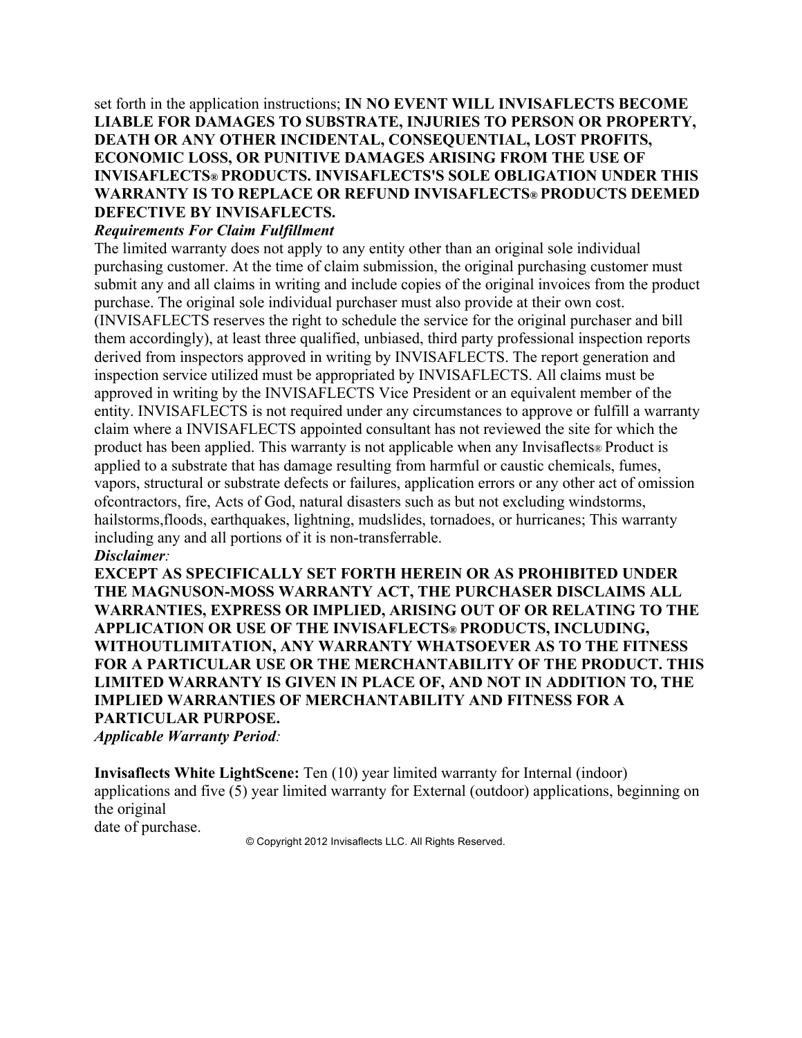set forth in the application instructions; **IN NO EVENT WILL INVISAFLECTS BECOME LIABLE FOR DAMAGES TO SUBSTRATE, INJURIES TO PERSON OR PROPERTY, DEATH OR ANY OTHER INCIDENTAL, CONSEQUENTIAL, LOST PROFITS, ECONOMIC LOSS, OR PUNITIVE DAMAGES ARISING FROM THE USE OF INVISAFLECTS® PRODUCTS. INVISAFLECTS'S SOLE OBLIGATION UNDER THIS WARRANTY IS TO REPLACE OR REFUND INVISAFLECTS® PRODUCTS DEEMED DEFECTIVE BY INVISAFLECTS.**

***Requirements For Claim Fulfillment***

The limited warranty does not apply to any entity other than an original sole individual purchasing customer. At the time of claim submission, the original purchasing customer must submit any and all claims in writing and include copies of the original invoices from the product purchase. The original sole individual purchaser must also provide at their own cost. (INVISAFLECTS reserves the right to schedule the service for the original purchaser and bill them accordingly), at least three qualified, unbiased, third party professional inspection reports derived from inspectors approved in writing by INVISAFLECTS. The report generation and inspection service utilized must be appropriated by INVISAFLECTS. All claims must be approved in writing by the INVISAFLECTS Vice President or an equivalent member of the entity. INVISAFLECTS is not required under any circumstances to approve or fulfill a warranty claim where a INVISAFLECTS appointed consultant has not reviewed the site for which the product has been applied. This warranty is not applicable when any Invisaflects® Product is applied to a substrate that has damage resulting from harmful or caustic chemicals, fumes, vapors, structural or substrate defects or failures, application errors or any other act of omission ofcontractors, fire, Acts of God, natural disasters such as but not excluding windstorms, hailstorms,floods, earthquakes, lightning, mudslides, tornadoes, or hurricanes; This warranty including any and all portions of it is non-transferrable.

***Disclaimer**:*

**EXCEPT AS SPECIFICALLY SET FORTH HEREIN OR AS PROHIBITED UNDER THE MAGNUSON-MOSS WARRANTY ACT, THE PURCHASER DISCLAIMS ALL WARRANTIES, EXPRESS OR IMPLIED, ARISING OUT OF OR RELATING TO THE APPLICATION OR USE OF THE INVISAFLECTS® PRODUCTS, INCLUDING, WITHOUTLIMITATION, ANY WARRANTY WHATSOEVER AS TO THE FITNESS FOR A PARTICULAR USE OR THE MERCHANTABILITY OF THE PRODUCT. THIS LIMITED WARRANTY IS GIVEN IN PLACE OF, AND NOT IN ADDITION TO, THE IMPLIED WARRANTIES OF MERCHANTABILITY AND FITNESS FOR A PARTICULAR PURPOSE.**

***Applicable Warranty Period**:*

**Invisaflects White LightScene:** Ten (10) year limited warranty for Internal (indoor) applications and five (5) year limited warranty for External (outdoor) applications, beginning on the original date of purchase.

© Copyright 2012 Invisaflects LLC. All Rights Reserved.